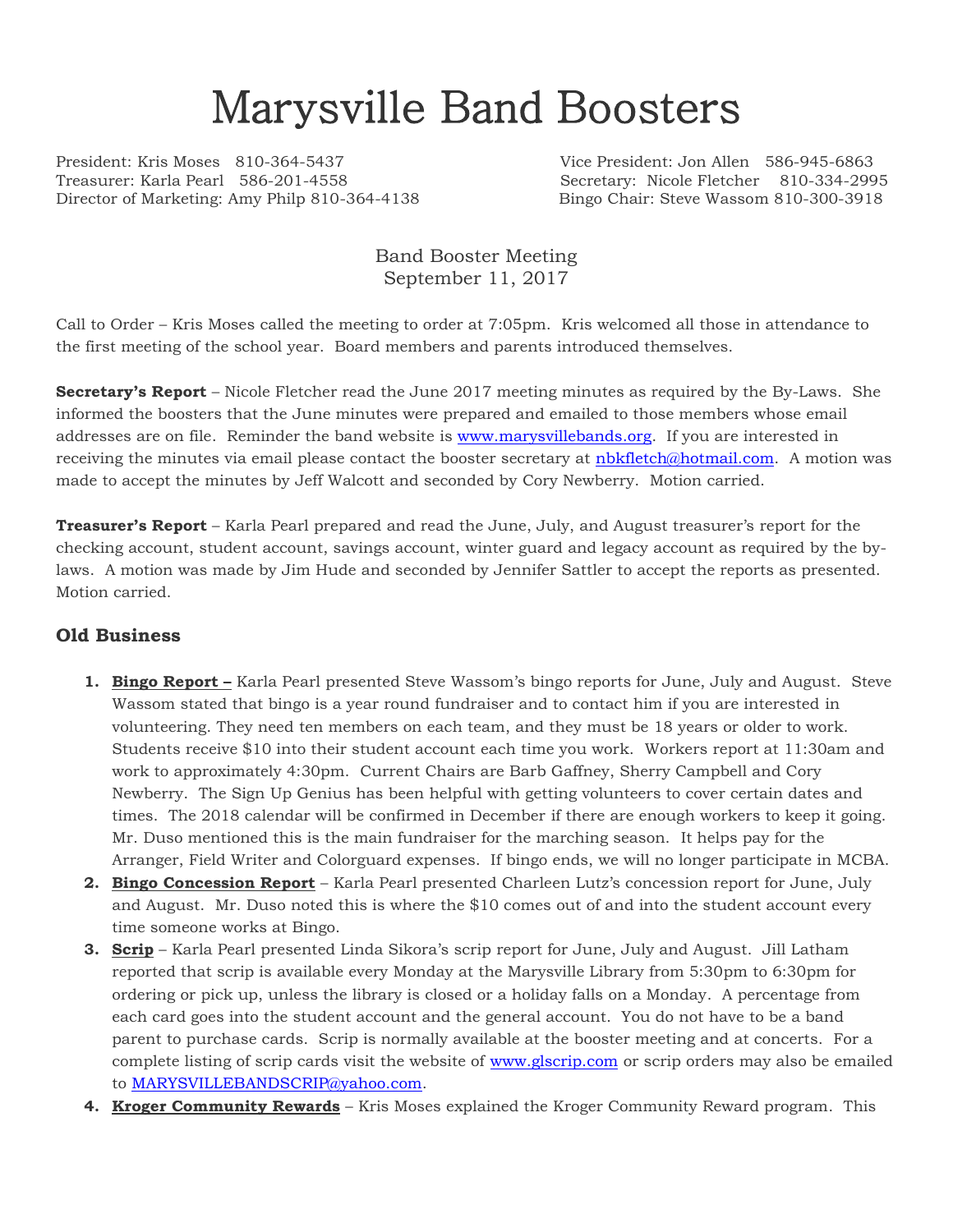# Marysville Band Boosters

President: Kris Moses 810-364-5437
Vice President: Jon Allen 586-945-6863
Treasurer: Karla Pearl 586-201-4558
Secretary: Nicole Fletcher 810-334-2995
Director of Marketing: Amy Philp 810-364-4138
Bingo Chair: Steve Wassom 810-300-3918

Band Booster Meeting
September 11, 2017

Call to Order – Kris Moses called the meeting to order at 7:05pm. Kris welcomed all those in attendance to the first meeting of the school year. Board members and parents introduced themselves.

**Secretary's Report** – Nicole Fletcher read the June 2017 meeting minutes as required by the By-Laws. She informed the boosters that the June minutes were prepared and emailed to those members whose email addresses are on file. Reminder the band website is www.marysvillebands.org. If you are interested in receiving the minutes via email please contact the booster secretary at nbkfletch@hotmail.com. A motion was made to accept the minutes by Jeff Walcott and seconded by Cory Newberry. Motion carried.

**Treasurer's Report** – Karla Pearl prepared and read the June, July, and August treasurer's report for the checking account, student account, savings account, winter guard and legacy account as required by the by-laws. A motion was made by Jim Hude and seconded by Jennifer Sattler to accept the reports as presented. Motion carried.

## Old Business

1. **Bingo Report –** Karla Pearl presented Steve Wassom's bingo reports for June, July and August. Steve Wassom stated that bingo is a year round fundraiser and to contact him if you are interested in volunteering. They need ten members on each team, and they must be 18 years or older to work. Students receive $10 into their student account each time you work. Workers report at 11:30am and work to approximately 4:30pm. Current Chairs are Barb Gaffney, Sherry Campbell and Cory Newberry. The Sign Up Genius has been helpful with getting volunteers to cover certain dates and times. The 2018 calendar will be confirmed in December if there are enough workers to keep it going. Mr. Duso mentioned this is the main fundraiser for the marching season. It helps pay for the Arranger, Field Writer and Colorguard expenses. If bingo ends, we will no longer participate in MCBA.
2. **Bingo Concession Report** – Karla Pearl presented Charleen Lutz's concession report for June, July and August. Mr. Duso noted this is where the $10 comes out of and into the student account every time someone works at Bingo.
3. **Scrip** – Karla Pearl presented Linda Sikora's scrip report for June, July and August. Jill Latham reported that scrip is available every Monday at the Marysville Library from 5:30pm to 6:30pm for ordering or pick up, unless the library is closed or a holiday falls on a Monday. A percentage from each card goes into the student account and the general account. You do not have to be a band parent to purchase cards. Scrip is normally available at the booster meeting and at concerts. For a complete listing of scrip cards visit the website of www.glscrip.com or scrip orders may also be emailed to MARYSVILLEBANDSCRIP@yahoo.com.
4. **Kroger Community Rewards** – Kris Moses explained the Kroger Community Reward program. This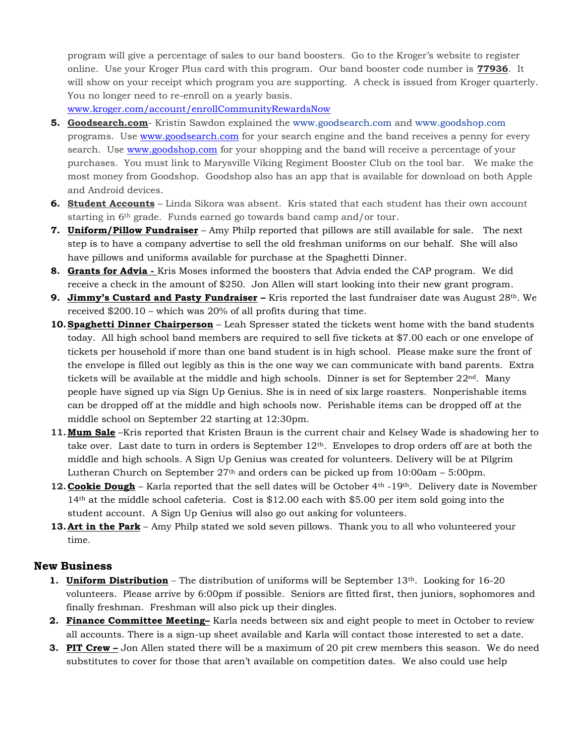program will give a percentage of sales to our band boosters. Go to the Kroger's website to register online. Use your Kroger Plus card with this program. Our band booster code number is **77936**. It will show on your receipt which program you are supporting. A check is issued from Kroger quarterly. You no longer need to re-enroll on a yearly basis.
www.kroger.com/account/enrollCommunityRewardsNow

5. **Goodsearch.com**- Kristin Sawdon explained the www.goodsearch.com and www.goodshop.com programs. Use www.goodsearch.com for your search engine and the band receives a penny for every search. Use www.goodshop.com for your shopping and the band will receive a percentage of your purchases. You must link to Marysville Viking Regiment Booster Club on the tool bar. We make the most money from Goodshop. Goodshop also has an app that is available for download on both Apple and Android devices.
6. **Student Accounts** – Linda Sikora was absent. Kris stated that each student has their own account starting in 6th grade. Funds earned go towards band camp and/or tour.
7. **Uniform/Pillow Fundraiser** – Amy Philp reported that pillows are still available for sale. The next step is to have a company advertise to sell the old freshman uniforms on our behalf. She will also have pillows and uniforms available for purchase at the Spaghetti Dinner.
8. **Grants for Advia -** Kris Moses informed the boosters that Advia ended the CAP program. We did receive a check in the amount of $250. Jon Allen will start looking into their new grant program.
9. **Jimmy's Custard and Pasty Fundraiser –** Kris reported the last fundraiser date was August 28th. We received $200.10 – which was 20% of all profits during that time.
10. **Spaghetti Dinner Chairperson** – Leah Spresser stated the tickets went home with the band students today. All high school band members are required to sell five tickets at $7.00 each or one envelope of tickets per household if more than one band student is in high school. Please make sure the front of the envelope is filled out legibly as this is the one way we can communicate with band parents. Extra tickets will be available at the middle and high schools. Dinner is set for September 22nd. Many people have signed up via Sign Up Genius. She is in need of six large roasters. Nonperishable items can be dropped off at the middle and high schools now. Perishable items can be dropped off at the middle school on September 22 starting at 12:30pm.
11. **Mum Sale** –Kris reported that Kristen Braun is the current chair and Kelsey Wade is shadowing her to take over. Last date to turn in orders is September 12th. Envelopes to drop orders off are at both the middle and high schools. A Sign Up Genius was created for volunteers. Delivery will be at Pilgrim Lutheran Church on September 27th and orders can be picked up from 10:00am – 5:00pm.
12. **Cookie Dough** – Karla reported that the sell dates will be October 4th -19th. Delivery date is November 14th at the middle school cafeteria. Cost is $12.00 each with $5.00 per item sold going into the student account. A Sign Up Genius will also go out asking for volunteers.
13. **Art in the Park** – Amy Philp stated we sold seven pillows. Thank you to all who volunteered your time.

## New Business

1. **Uniform Distribution** – The distribution of uniforms will be September 13th. Looking for 16-20 volunteers. Please arrive by 6:00pm if possible. Seniors are fitted first, then juniors, sophomores and finally freshman. Freshman will also pick up their dingles.
2. **Finance Committee Meeting–** Karla needs between six and eight people to meet in October to review all accounts. There is a sign-up sheet available and Karla will contact those interested to set a date.
3. **PIT Crew –** Jon Allen stated there will be a maximum of 20 pit crew members this season. We do need substitutes to cover for those that aren't available on competition dates. We also could use help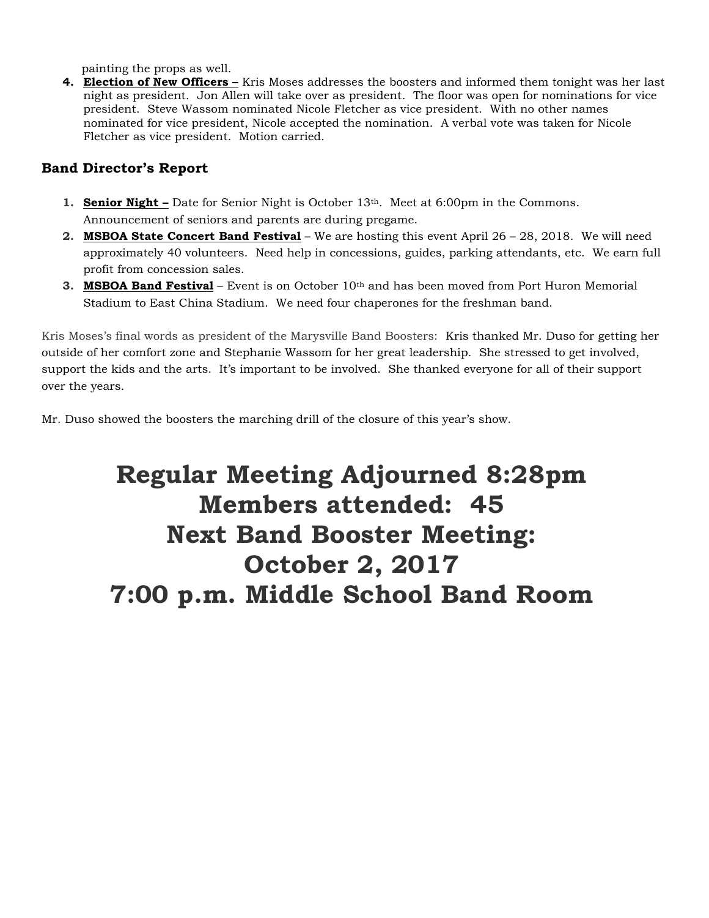painting the props as well.

4. **Election of New Officers –** Kris Moses addresses the boosters and informed them tonight was her last night as president. Jon Allen will take over as president. The floor was open for nominations for vice president. Steve Wassom nominated Nicole Fletcher as vice president. With no other names nominated for vice president, Nicole accepted the nomination. A verbal vote was taken for Nicole Fletcher as vice president. Motion carried.

### Band Director's Report

1. **Senior Night –** Date for Senior Night is October 13th. Meet at 6:00pm in the Commons. Announcement of seniors and parents are during pregame.
2. **MSBOA State Concert Band Festival** – We are hosting this event April 26 – 28, 2018. We will need approximately 40 volunteers. Need help in concessions, guides, parking attendants, etc. We earn full profit from concession sales.
3. **MSBOA Band Festival** – Event is on October 10th and has been moved from Port Huron Memorial Stadium to East China Stadium. We need four chaperones for the freshman band.

Kris Moses's final words as president of the Marysville Band Boosters: Kris thanked Mr. Duso for getting her outside of her comfort zone and Stephanie Wassom for her great leadership. She stressed to get involved, support the kids and the arts. It's important to be involved. She thanked everyone for all of their support over the years.

Mr. Duso showed the boosters the marching drill of the closure of this year's show.

# Regular Meeting Adjourned 8:28pm
# Members attended: 45
# Next Band Booster Meeting:
# October 2, 2017
# 7:00 p.m. Middle School Band Room